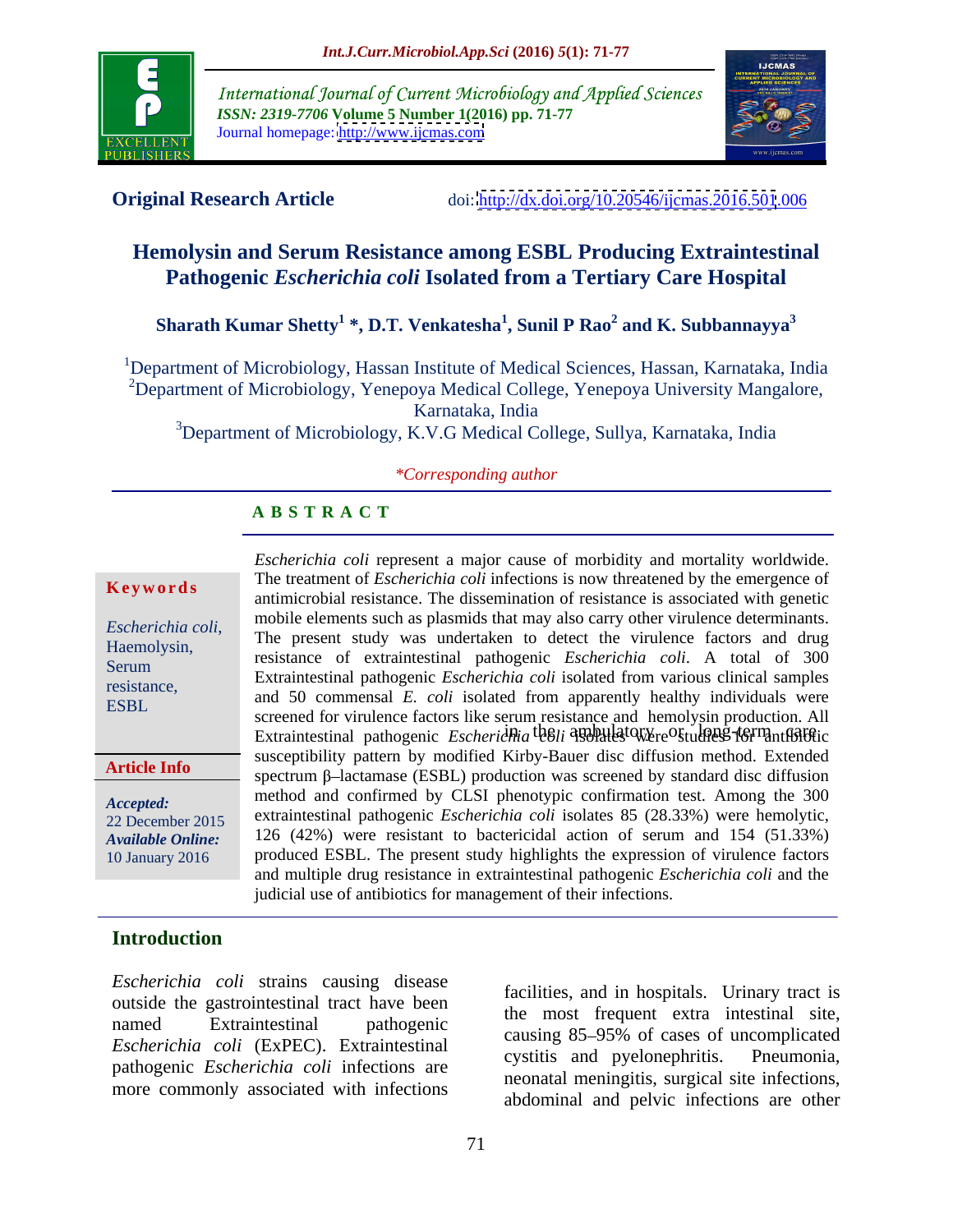**Original Research Article**

doi: http://dx.doi.org/10.20546/ijcmas.2016.501.006

# Hemolysin and Serum Resistance among ESBL Producing Extraintestinal Pathogenic *Escherichia coli* Isolated from a Tertiary Care Hospital

**Sharath Kumar Shetty[1] \*, D.T. Venkatesha[1], Sunil P Rao[2] and K. Subbannayya[3]**

[1]Department of Microbiology, Hassan Institute of Medical Sciences, Hassan, Karnataka, India
[2]Department of Microbiology, Yenepoya Medical College, Yenepoya University Mangalore, Karnataka, India
[3]Department of Microbiology, K.V.G Medical College, Sullya, Karnataka, India

*\*Corresponding author*

## ABSTRACT

**Keywords**

*Escherichia coli*, Haemolysin, Serum resistance, ESBL

**Article Info**

*Accepted:* 22 December 2015
*Available Online:* 10 January 2016

*Escherichia coli* represent a major cause of morbidity and mortality worldwide. The treatment of *Escherichia coli* infections is now threatened by the emergence of antimicrobial resistance. The dissemination of resistance is associated with genetic mobile elements such as plasmids that may also carry other virulence determinants. The present study was undertaken to detect the virulence factors and drug resistance of extraintestinal pathogenic *Escherichia coli*. A total of 300 Extraintestinal pathogenic *Escherichia coli* isolated from various clinical samples and 50 commensal *E. coli* isolated from apparently healthy individuals were screened for virulence factors like serum resistance and hemolysin production. All Extraintestinal pathogenic *Escherichia coli* isolates were studied for antibiotic susceptibility pattern by modified Kirby-Bauer disc diffusion method. Extended spectrum β–lactamase (ESBL) production was screened by standard disc diffusion method and confirmed by CLSI phenotypic confirmation test. Among the 300 extraintestinal pathogenic *Escherichia coli* isolates 85 (28.33%) were hemolytic, 126 (42%) were resistant to bactericidal action of serum and 154 (51.33%) produced ESBL. The present study highlights the expression of virulence factors and multiple drug resistance in extraintestinal pathogenic *Escherichia coli* and the judicial use of antibiotics for management of their infections.

## Introduction

*Escherichia coli* strains causing disease outside the gastrointestinal tract have been named Extraintestinal pathogenic *Escherichia coli* (ExPEC). Extraintestinal pathogenic *Escherichia coli* infections are more commonly associated with infections in the ambulatory or long-term care facilities, and in hospitals. Urinary tract is the most frequent extra intestinal site, causing 85–95% of cases of uncomplicated cystitis and pyelonephritis. Pneumonia, neonatal meningitis, surgical site infections, abdominal and pelvic infections are other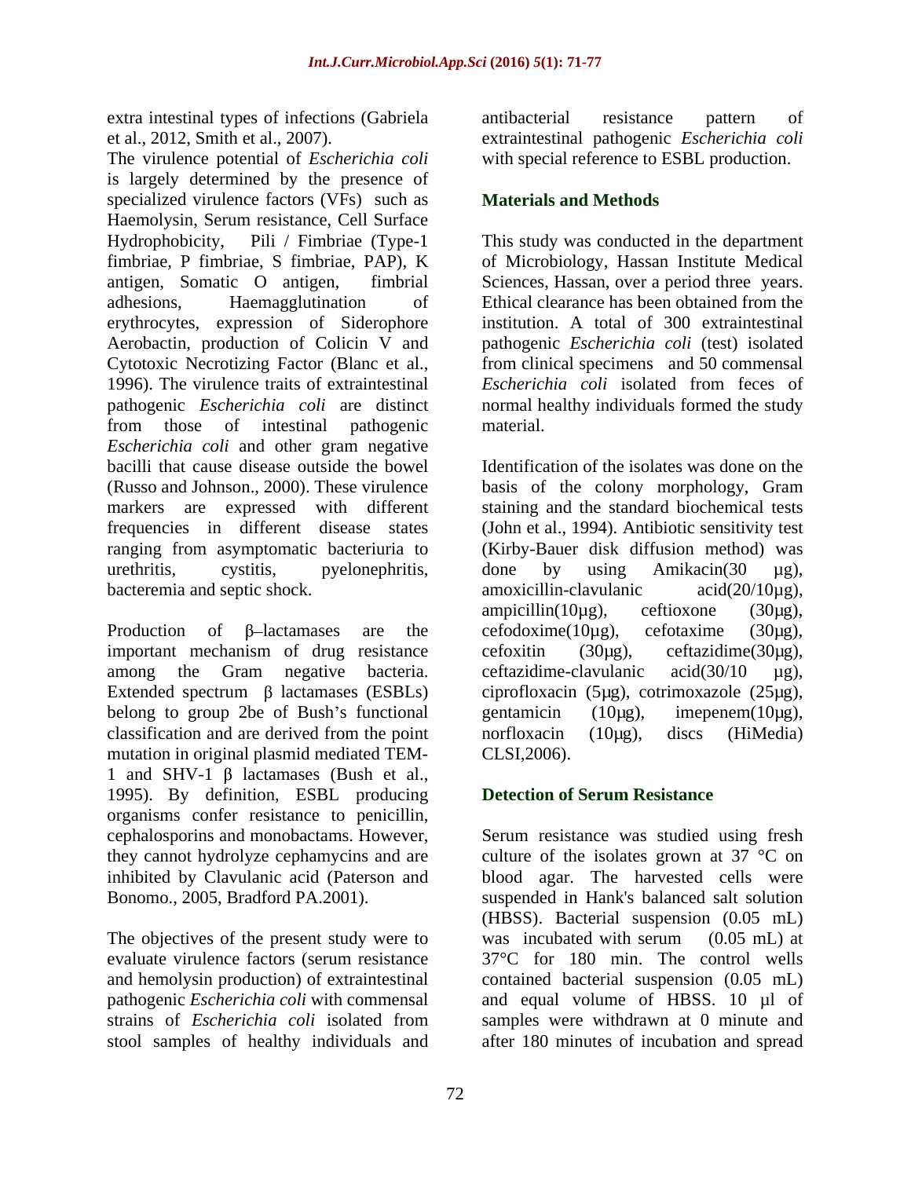extra intestinal types of infections (Gabriela et al., 2012, Smith et al., 2007).

The virulence potential of *Escherichia coli* is largely determined by the presence of specialized virulence factors (VFs) such as Haemolysin, Serum resistance, Cell Surface Hydrophobicity, Pili / Fimbriae (Type-1 fimbriae, P fimbriae, S fimbriae, PAP), K antigen, Somatic O antigen, fimbrial adhesions, Haemagglutination of erythrocytes, expression of Siderophore Aerobactin, production of Colicin V and Cytotoxic Necrotizing Factor (Blanc et al., 1996). The virulence traits of extraintestinal pathogenic *Escherichia coli* are distinct from those of intestinal pathogenic *Escherichia coli* and other gram negative bacilli that cause disease outside the bowel (Russo and Johnson., 2000). These virulence markers are expressed with different frequencies in different disease states ranging from asymptomatic bacteriuria to urethritis, cystitis, pyelonephritis, bacteremia and septic shock.

Production of β-lactamases are the important mechanism of drug resistance among the Gram negative bacteria. Extended spectrum β lactamases (ESBLs) belong to group 2be of Bush's functional classification and are derived from the point mutation in original plasmid mediated TEM-1 and SHV-1 β lactamases (Bush et al., 1995). By definition, ESBL producing organisms confer resistance to penicillin, cephalosporins and monobactams. However, they cannot hydrolyze cephamycins and are inhibited by Clavulanic acid (Paterson and Bonomo., 2005, Bradford PA.2001).

The objectives of the present study were to evaluate virulence factors (serum resistance and hemolysin production) of extraintestinal pathogenic *Escherichia coli* with commensal strains of *Escherichia coli* isolated from stool samples of healthy individuals and antibacterial resistance pattern of extraintestinal pathogenic *Escherichia coli* with special reference to ESBL production.

## Materials and Methods

This study was conducted in the department of Microbiology, Hassan Institute Medical Sciences, Hassan, over a period three years. Ethical clearance has been obtained from the institution. A total of 300 extraintestinal pathogenic *Escherichia coli* (test) isolated from clinical specimens and 50 commensal *Escherichia coli* isolated from feces of normal healthy individuals formed the study material.

Identification of the isolates was done on the basis of the colony morphology, Gram staining and the standard biochemical tests (John et al., 1994). Antibiotic sensitivity test (Kirby-Bauer disk diffusion method) was done by using Amikacin(30 µg), amoxicillin-clavulanic acid(20/10µg), ampicillin(10µg), ceftioxone (30µg), cefodoxime(10µg), cefotaxime (30µg), cefoxitin (30µg), ceftazidime(30µg), ceftazidime-clavulanic acid(30/10 µg), ciprofloxacin (5µg), cotrimoxazole (25µg), gentamicin (10µg), imepenem(10µg), norfloxacin (10µg), discs (HiMedia) CLSI,2006).

## Detection of Serum Resistance

Serum resistance was studied using fresh culture of the isolates grown at 37 °C on blood agar. The harvested cells were suspended in Hank's balanced salt solution (HBSS). Bacterial suspension (0.05 mL) was incubated with serum (0.05 mL) at 37°C for 180 min. The control wells contained bacterial suspension (0.05 mL) and equal volume of HBSS. 10 µl of samples were withdrawn at 0 minute and after 180 minutes of incubation and spread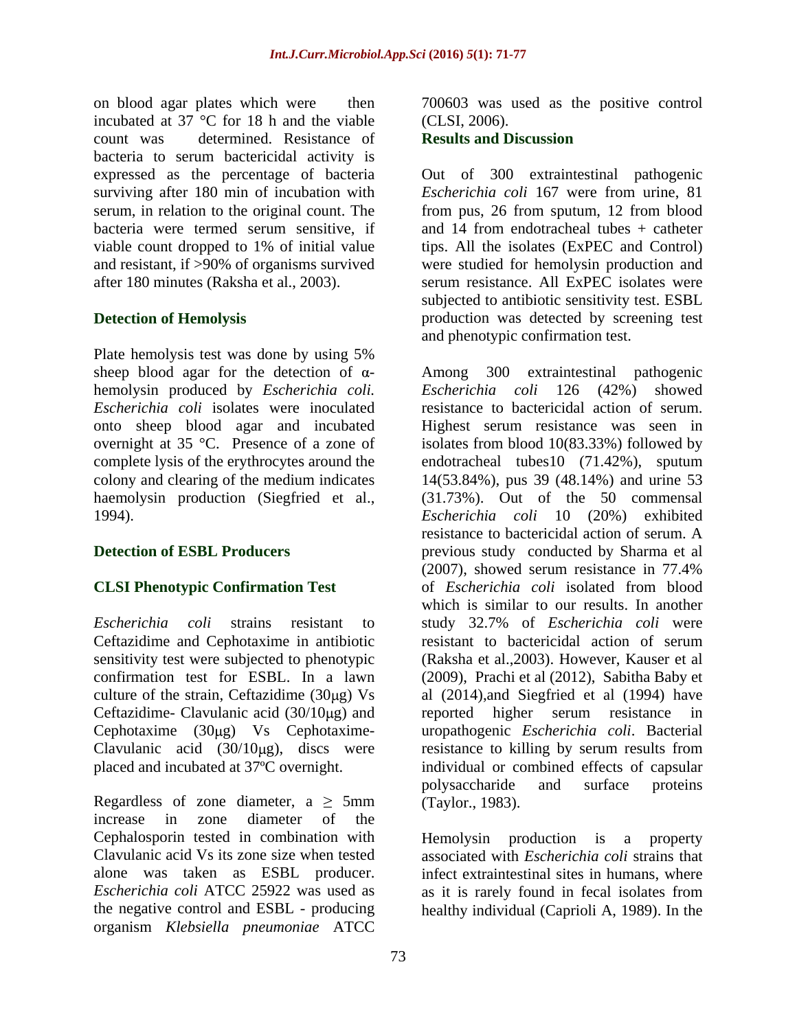on blood agar plates which were then incubated at 37 °C for 18 h and the viable count was determined. Resistance of bacteria to serum bactericidal activity is expressed as the percentage of bacteria surviving after 180 min of incubation with serum, in relation to the original count. The bacteria were termed serum sensitive, if viable count dropped to 1% of initial value and resistant, if >90% of organisms survived after 180 minutes (Raksha et al., 2003).

### Detection of Hemolysis

Plate hemolysis test was done by using 5% sheep blood agar for the detection of α-hemolysin produced by *Escherichia coli. Escherichia coli* isolates were inoculated onto sheep blood agar and incubated overnight at 35 °C. Presence of a zone of complete lysis of the erythrocytes around the colony and clearing of the medium indicates haemolysin production (Siegfried et al., 1994).

### Detection of ESBL Producers

### CLSI Phenotypic Confirmation Test

*Escherichia coli* strains resistant to Ceftazidime and Cephotaxime in antibiotic sensitivity test were subjected to phenotypic confirmation test for ESBL. In a lawn culture of the strain, Ceftazidime (30μg) Vs Ceftazidime- Clavulanic acid (30/10μg) and Cephotaxime (30μg) Vs Cephotaxime-Clavulanic acid (30/10μg), discs were placed and incubated at 37ºC overnight.

Regardless of zone diameter, a ≥ 5mm increase in zone diameter of the Cephalosporin tested in combination with Clavulanic acid Vs its zone size when tested alone was taken as ESBL producer. *Escherichia coli* ATCC 25922 was used as the negative control and ESBL - producing organism *Klebsiella pneumoniae* ATCC 700603 was used as the positive control (CLSI, 2006).

## Results and Discussion

Out of 300 extraintestinal pathogenic *Escherichia coli* 167 were from urine, 81 from pus, 26 from sputum, 12 from blood and 14 from endotracheal tubes + catheter tips. All the isolates (ExPEC and Control) were studied for hemolysin production and serum resistance. All ExPEC isolates were subjected to antibiotic sensitivity test. ESBL production was detected by screening test and phenotypic confirmation test.

Among 300 extraintestinal pathogenic *Escherichia coli* 126 (42%) showed resistance to bactericidal action of serum. Highest serum resistance was seen in isolates from blood 10(83.33%) followed by endotracheal tubes10 (71.42%), sputum 14(53.84%), pus 39 (48.14%) and urine 53 (31.73%). Out of the 50 commensal *Escherichia coli* 10 (20%) exhibited resistance to bactericidal action of serum. A previous study conducted by Sharma et al (2007), showed serum resistance in 77.4% of *Escherichia coli* isolated from blood which is similar to our results. In another study 32.7% of *Escherichia coli* were resistant to bactericidal action of serum (Raksha et al.,2003). However, Kauser et al (2009), Prachi et al (2012), Sabitha Baby et al (2014),and Siegfried et al (1994) have reported higher serum resistance in uropathogenic *Escherichia coli*. Bacterial resistance to killing by serum results from individual or combined effects of capsular polysaccharide and surface proteins (Taylor., 1983).

Hemolysin production is a property associated with *Escherichia coli* strains that infect extraintestinal sites in humans, where as it is rarely found in fecal isolates from healthy individual (Caprioli A, 1989). In the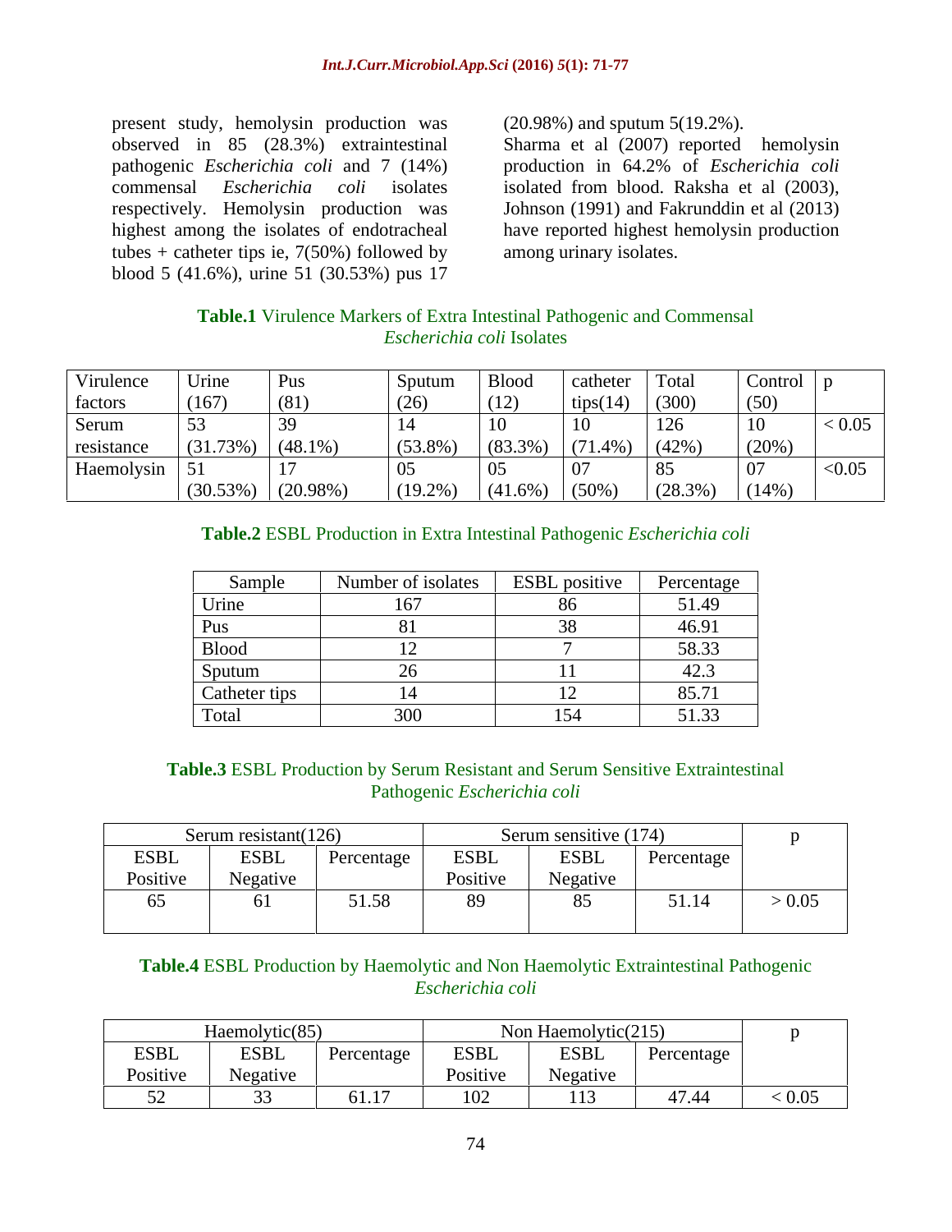present study, hemolysin production was observed in 85 (28.3%) extraintestinal pathogenic *Escherichia coli* and 7 (14%) commensal *Escherichia coli* isolates respectively. Hemolysin production was highest among the isolates of endotracheal tubes + catheter tips ie, 7(50%) followed by blood 5 (41.6%), urine 51 (30.53%) pus 17 (20.98%) and sputum 5(19.2%).

Sharma et al (2007) reported hemolysin production in 64.2% of *Escherichia coli* isolated from blood. Raksha et al (2003), Johnson (1991) and Fakrunddin et al (2013) have reported highest hemolysin production among urinary isolates.

**Table.1** Virulence Markers of Extra Intestinal Pathogenic and Commensal *Escherichia coli* Isolates

| Virulence factors | Urine (167) | Pus (81) | Sputum (26) | Blood (12) | catheter tips(14) | Total (300) | Control (50) | p |
|---|---|---|---|---|---|---|---|---|
| Serum resistance | 53 (31.73%) | 39 (48.1%) | 14 (53.8%) | 10 (83.3%) | 10 (71.4%) | 126 (42%) | 10 (20%) | $< 0.05$ |
| Haemolysin | 51 (30.53%) | 17 (20.98%) | 05 (19.2%) | 05 (41.6%) | 07 (50%) | 85 (28.3%) | 07 (14%) | $<0.05$ |

**Table.2** ESBL Production in Extra Intestinal Pathogenic *Escherichia coli*

| Sample | Number of isolates | ESBL positive | Percentage |
|---|---|---|---|
| Urine | 167 | 86 | 51.49 |
| Pus | 81 | 38 | 46.91 |
| Blood | 12 | 7 | 58.33 |
| Sputum | 26 | 11 | 42.3 |
| Catheter tips | 14 | 12 | 85.71 |
| Total | 300 | 154 | 51.33 |

**Table.3** ESBL Production by Serum Resistant and Serum Sensitive Extraintestinal Pathogenic *Escherichia coli*

| Serum resistant(126) | | | Serum sensitive (174) | | | p |
|---|---|---|---|---|---|---|
| ESBL Positive | ESBL Negative | Percentage | ESBL Positive | ESBL Negative | Percentage | |
| 65 | 61 | 51.58 | 89 | 85 | 51.14 | $> 0.05$ |

**Table.4** ESBL Production by Haemolytic and Non Haemolytic Extraintestinal Pathogenic *Escherichia coli*

| Haemolytic(85) | | | Non Haemolytic(215) | | | p |
|---|---|---|---|---|---|---|
| ESBL Positive | ESBL Negative | Percentage | ESBL Positive | ESBL Negative | Percentage | |
| 52 | 33 | 61.17 | 102 | 113 | 47.44 | $< 0.05$ |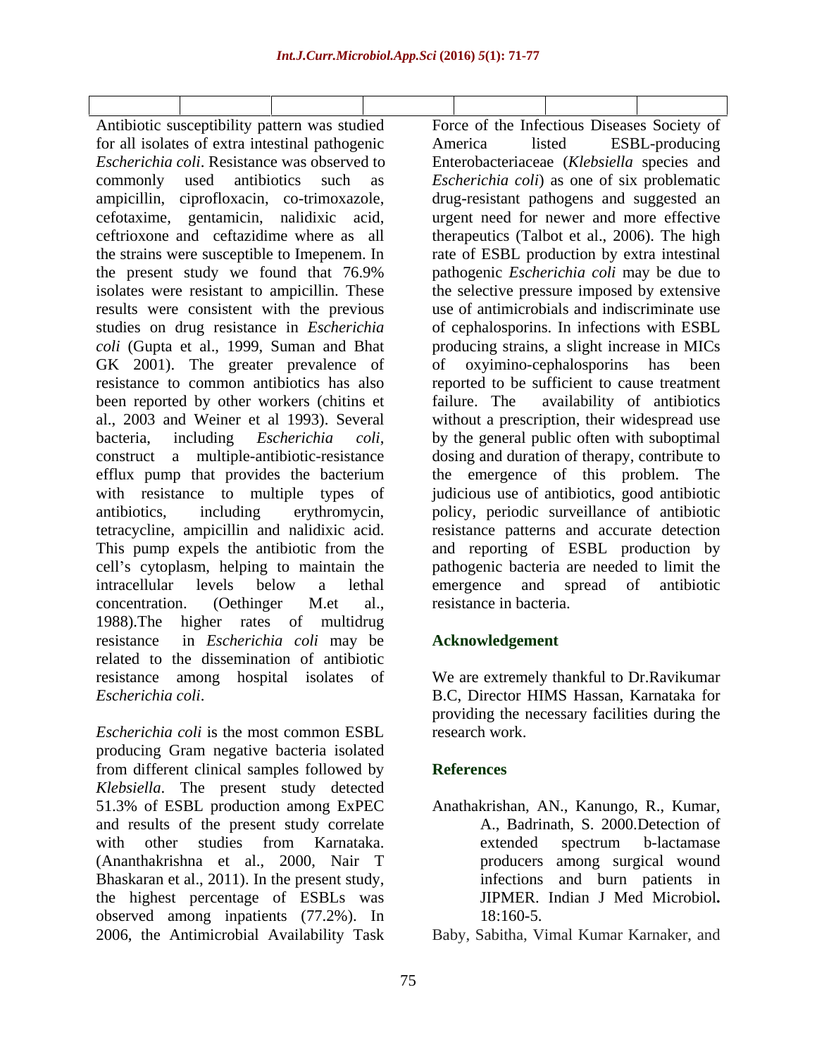Antibiotic susceptibility pattern was studied for all isolates of extra intestinal pathogenic *Escherichia coli*. Resistance was observed to commonly used antibiotics such as ampicillin, ciprofloxacin, co-trimoxazole, cefotaxime, gentamicin, nalidixic acid, ceftrioxone and ceftazidime where as all the strains were susceptible to Imepenem. In the present study we found that 76.9% isolates were resistant to ampicillin. These results were consistent with the previous studies on drug resistance in *Escherichia coli* (Gupta et al., 1999, Suman and Bhat GK 2001). The greater prevalence of resistance to common antibiotics has also been reported by other workers (chitins et al., 2003 and Weiner et al 1993). Several bacteria, including *Escherichia coli*, construct a multiple-antibiotic-resistance efflux pump that provides the bacterium with resistance to multiple types of antibiotics, including erythromycin, tetracycline, ampicillin and nalidixic acid. This pump expels the antibiotic from the cell's cytoplasm, helping to maintain the intracellular levels below a lethal concentration. (Oethinger M.et al., 1988).The higher rates of multidrug resistance in *Escherichia coli* may be related to the dissemination of antibiotic resistance among hospital isolates of *Escherichia coli*.

*Escherichia coli* is the most common ESBL producing Gram negative bacteria isolated from different clinical samples followed by *Klebsiella*. The present study detected 51.3% of ESBL production among ExPEC and results of the present study correlate with other studies from Karnataka. (Ananthakrishna et al., 2000, Nair T Bhaskaran et al., 2011). In the present study, the highest percentage of ESBLs was observed among inpatients (77.2%). In 2006, the Antimicrobial Availability Task Force of the Infectious Diseases Society of America listed ESBL-producing Enterobacteriaceae (*Klebsiella* species and *Escherichia coli*) as one of six problematic drug-resistant pathogens and suggested an urgent need for newer and more effective therapeutics (Talbot et al., 2006). The high rate of ESBL production by extra intestinal pathogenic *Escherichia coli* may be due to the selective pressure imposed by extensive use of antimicrobials and indiscriminate use of cephalosporins. In infections with ESBL producing strains, a slight increase in MICs of oxyimino-cephalosporins has been reported to be sufficient to cause treatment failure. The availability of antibiotics without a prescription, their widespread use by the general public often with suboptimal dosing and duration of therapy, contribute to the emergence of this problem. The judicious use of antibiotics, good antibiotic policy, periodic surveillance of antibiotic resistance patterns and accurate detection and reporting of ESBL production by pathogenic bacteria are needed to limit the emergence and spread of antibiotic resistance in bacteria.

## Acknowledgement

We are extremely thankful to Dr.Ravikumar B.C, Director HIMS Hassan, Karnataka for providing the necessary facilities during the research work.

## References

Anathakrishan, AN., Kanungo, R., Kumar, A., Badrinath, S. 2000.Detection of extended spectrum b-lactamase producers among surgical wound infections and burn patients in JIPMER. Indian J Med Microbiol**.** 18:160-5.

Baby, Sabitha, Vimal Kumar Karnaker, and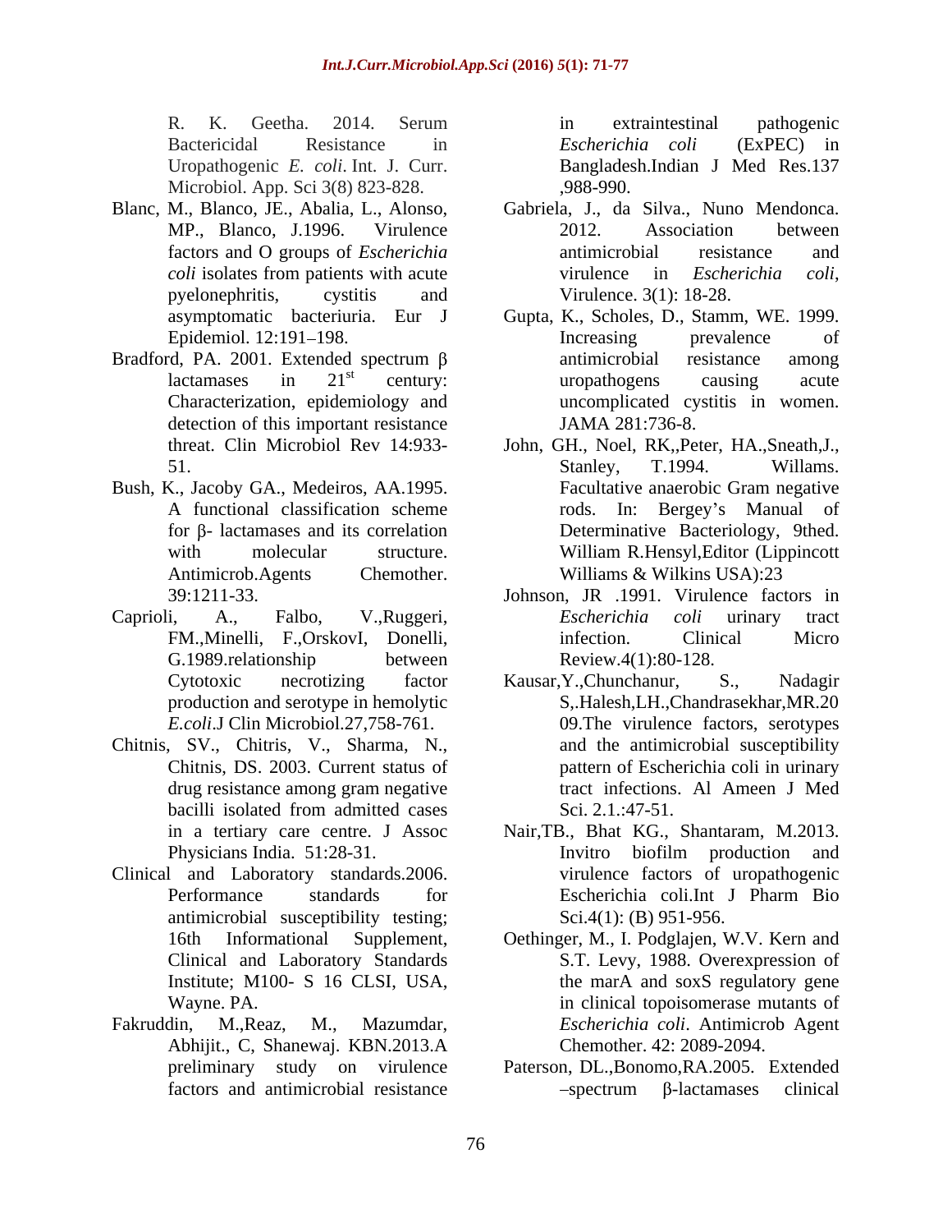R. K. Geetha. 2014. Serum Bactericidal Resistance in Uropathogenic *E. coli*. Int. J. Curr. Microbiol. App. Sci 3(8) 823-828.

Blanc, M., Blanco, JE., Abalia, L., Alonso, MP., Blanco, J.1996. Virulence factors and O groups of *Escherichia coli* isolates from patients with acute pyelonephritis, cystitis and asymptomatic bacteriuria. Eur J Epidemiol. 12:191–198.

Bradford, PA. 2001. Extended spectrum β lactamases in 21[st] century: Characterization, epidemiology and detection of this important resistance threat. Clin Microbiol Rev 14:933-51.

Bush, K., Jacoby GA., Medeiros, AA.1995. A functional classification scheme for β- lactamases and its correlation with molecular structure. Antimicrob.Agents Chemother. 39:1211-33.

Caprioli, A., Falbo, V.,Ruggeri, FM.,Minelli, F.,OrskovI, Donelli, G.1989.relationship between Cytotoxic necrotizing factor production and serotype in hemolytic *E.coli*.J Clin Microbiol.27,758-761.

Chitnis, SV., Chitris, V., Sharma, N., Chitnis, DS. 2003. Current status of drug resistance among gram negative bacilli isolated from admitted cases in a tertiary care centre. J Assoc Physicians India. 51:28-31.

Clinical and Laboratory standards.2006. Performance standards for antimicrobial susceptibility testing; 16th Informational Supplement, Clinical and Laboratory Standards Institute; M100- S 16 CLSI, USA, Wayne. PA.

Fakruddin, M.,Reaz, M., Mazumdar, Abhijit., C, Shanewaj. KBN.2013.A preliminary study on virulence factors and antimicrobial resistance in extraintestinal pathogenic *Escherichia coli* (ExPEC) in Bangladesh.Indian J Med Res.137 ,988-990.

Gabriela, J., da Silva., Nuno Mendonca. 2012. Association between antimicrobial resistance and virulence in *Escherichia coli*, Virulence. 3(1): 18-28.

Gupta, K., Scholes, D., Stamm, WE. 1999. Increasing prevalence of antimicrobial resistance among uropathogens causing acute uncomplicated cystitis in women. JAMA 281:736-8.

John, GH., Noel, RK,,Peter, HA.,Sneath,J., Stanley, T.1994. Willams. Facultative anaerobic Gram negative rods. In: Bergey's Manual of Determinative Bacteriology, 9thed. William R.Hensyl,Editor (Lippincott Williams & Wilkins USA):23

Johnson, JR .1991. Virulence factors in *Escherichia coli* urinary tract infection. Clinical Micro Review.4(1):80-128.

Kausar,Y.,Chunchanur, S., Nadagir S,.Halesh,LH.,Chandrasekhar,MR.2009.The virulence factors, serotypes and the antimicrobial susceptibility pattern of Escherichia coli in urinary tract infections. Al Ameen J Med Sci. 2.1.:47-51.

Nair,TB., Bhat KG., Shantaram, M.2013. Invitro biofilm production and virulence factors of uropathogenic Escherichia coli.Int J Pharm Bio Sci.4(1): (B) 951-956.

Oethinger, M., I. Podglajen, W.V. Kern and S.T. Levy, 1988. Overexpression of the marA and soxS regulatory gene in clinical topoisomerase mutants of *Escherichia coli*. Antimicrob Agent Chemother. 42: 2089-2094.

Paterson, DL.,Bonomo,RA.2005. Extended –spectrum β-lactamases clinical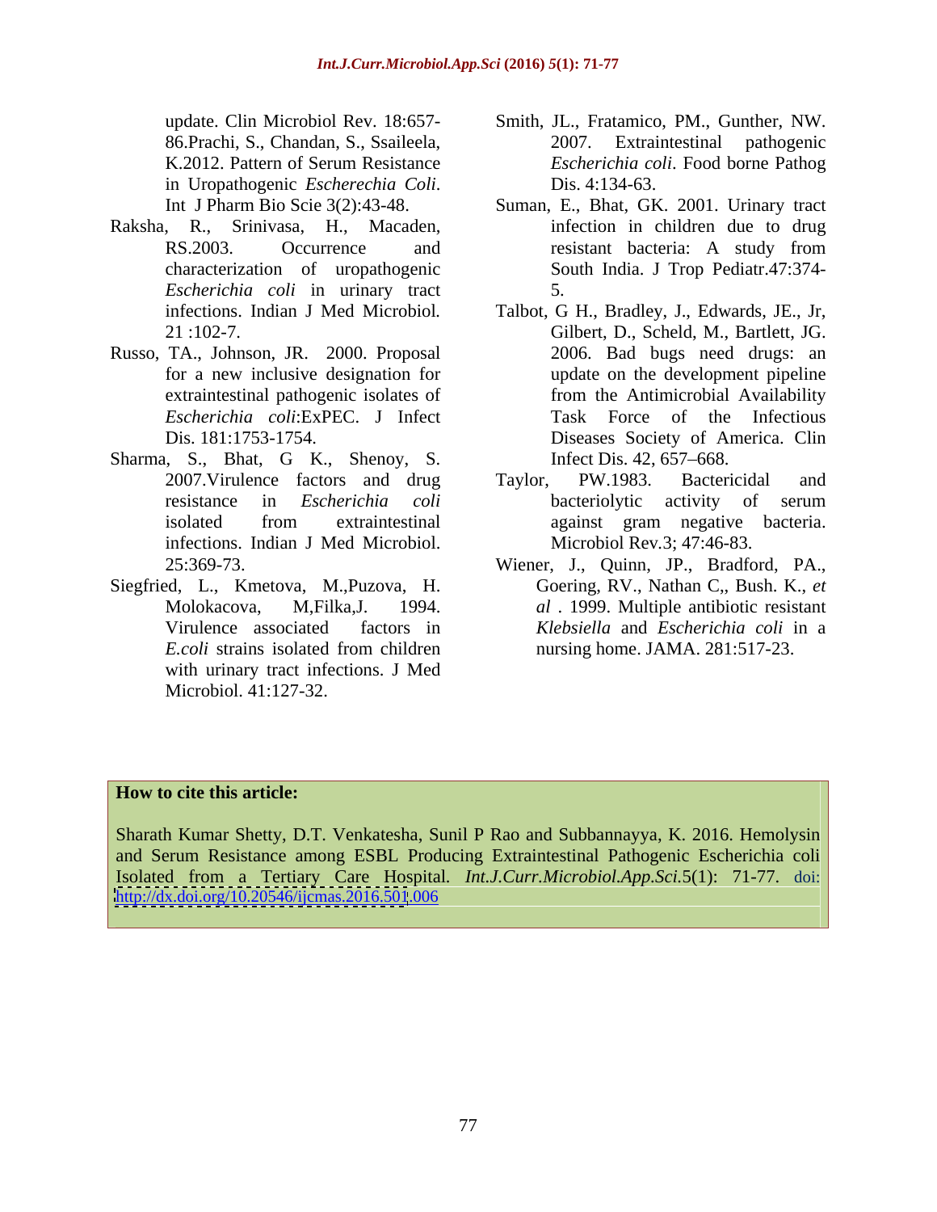update. Clin Microbiol Rev. 18:657-86.Prachi, S., Chandan, S., Ssaileela, K.2012. Pattern of Serum Resistance in Uropathogenic *Escherechia Coli*. Int J Pharm Bio Scie 3(2):43-48.

Raksha, R., Srinivasa, H., Macaden, RS.2003. Occurrence and characterization of uropathogenic *Escherichia coli* in urinary tract infections. Indian J Med Microbiol. 21 :102-7.

Russo, TA., Johnson, JR. 2000. Proposal for a new inclusive designation for extraintestinal pathogenic isolates of *Escherichia coli*:ExPEC. J Infect Dis. 181:1753-1754.

Sharma, S., Bhat, G K., Shenoy, S. 2007.Virulence factors and drug resistance in *Escherichia coli* isolated from extraintestinal infections. Indian J Med Microbiol. 25:369-73.

Siegfried, L., Kmetova, M.,Puzova, H. Molokacova, M,Filka,J. 1994. Virulence associated factors in *E.coli* strains isolated from children with urinary tract infections. J Med Microbiol. 41:127-32.

Smith, JL., Fratamico, PM., Gunther, NW. 2007. Extraintestinal pathogenic *Escherichia coli*. Food borne Pathog Dis. 4:134-63.

Suman, E., Bhat, GK. 2001. Urinary tract infection in children due to drug resistant bacteria: A study from South India. J Trop Pediatr.47:374-5.

Talbot, G H., Bradley, J., Edwards, JE., Jr, Gilbert, D., Scheld, M., Bartlett, JG. 2006. Bad bugs need drugs: an update on the development pipeline from the Antimicrobial Availability Task Force of the Infectious Diseases Society of America. Clin Infect Dis. 42, 657–668.

Taylor, PW.1983. Bactericidal and bacteriolytic activity of serum against gram negative bacteria. Microbiol Rev.3; 47:46-83.

Wiener, J., Quinn, JP., Bradford, PA., Goering, RV., Nathan C,, Bush. K., *et al* . 1999. Multiple antibiotic resistant *Klebsiella* and *Escherichia coli* in a nursing home. JAMA. 281:517-23.

**How to cite this article:**

Sharath Kumar Shetty, D.T. Venkatesha, Sunil P Rao and Subbannayya, K. 2016. Hemolysin and Serum Resistance among ESBL Producing Extraintestinal Pathogenic Escherichia coli Isolated from a Tertiary Care Hospital. *Int.J.Curr.Microbiol.App.Sci.*5(1): 71-77. doi: http://dx.doi.org/10.20546/ijcmas.2016.501.006